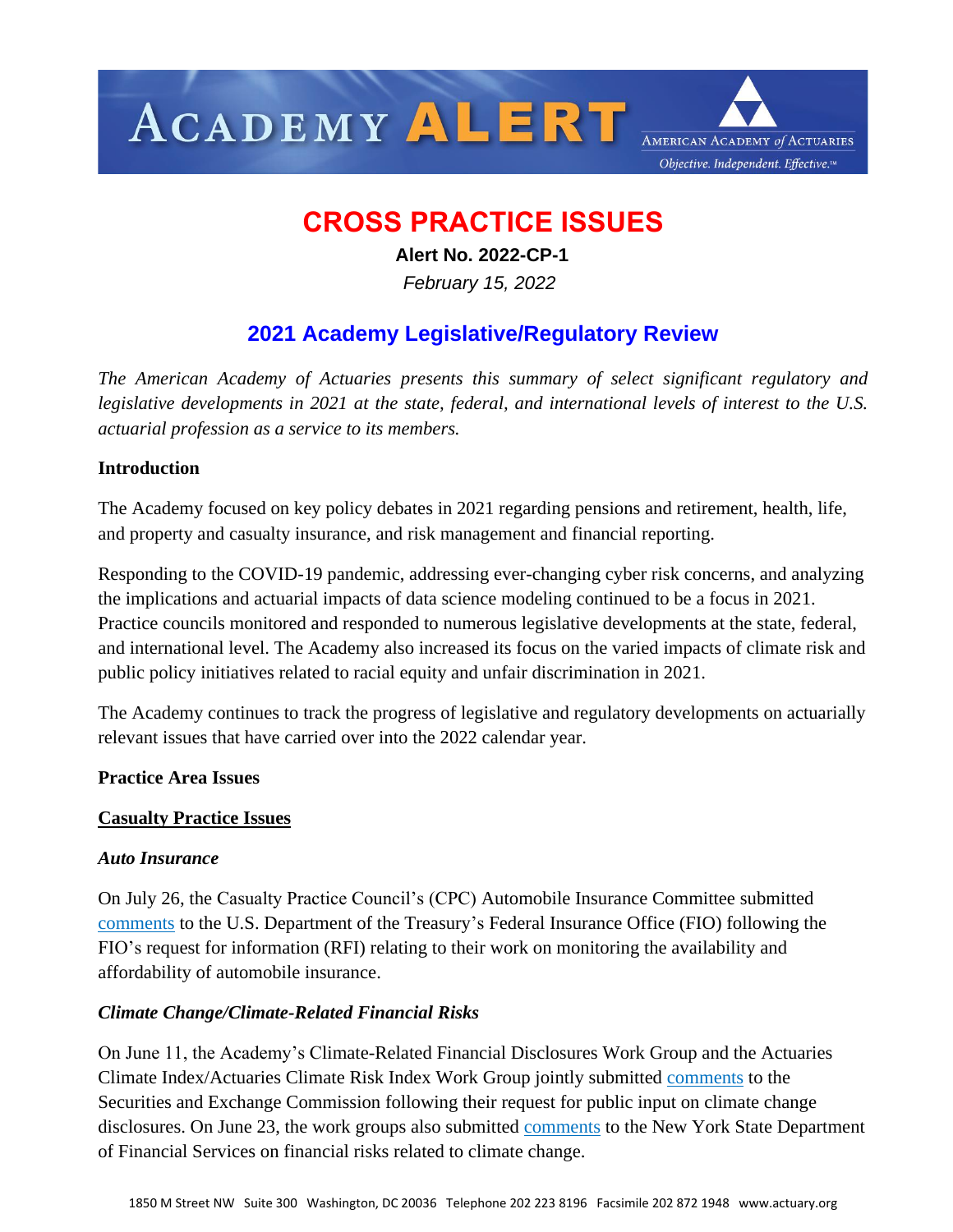# ACADEMY ALERT

AMERICAN ACADEMY of ACTUARIES

*Objective. Independent. Effective.™*

## CROSS PRACTICE ISSUES

**Alert No. 2022-CP-1**

*February 15, 2022*

## 2021 Academy Legislative/Regulatory Review

*The American Academy of Actuaries presents this summary of select significant regulatory and legislative developments in 2021 at the state, federal, and international levels of interest to the U.S. actuarial profession as a service to its members.*

**Introduction**

The Academy focused on key policy debates in 2021 regarding pensions and retirement, health, life, and property and casualty insurance, and risk management and financial reporting.

Responding to the COVID-19 pandemic, addressing ever-changing cyber risk concerns, and analyzing the implications and actuarial impacts of data science modeling continued to be a focus in 2021. Practice councils monitored and responded to numerous legislative developments at the state, federal, and international level. The Academy also increased its focus on the varied impacts of climate risk and public policy initiatives related to racial equity and unfair discrimination in 2021.

The Academy continues to track the progress of legislative and regulatory developments on actuarially relevant issues that have carried over into the 2022 calendar year.

**Practice Area Issues**

**Casualty Practice Issues**

***Auto Insurance***

On July 26, the Casualty Practice Council's (CPC) Automobile Insurance Committee submitted comments to the U.S. Department of the Treasury's Federal Insurance Office (FIO) following the FIO's request for information (RFI) relating to their work on monitoring the availability and affordability of automobile insurance.

***Climate Change/Climate-Related Financial Risks***

On June 11, the Academy's Climate-Related Financial Disclosures Work Group and the Actuaries Climate Index/Actuaries Climate Risk Index Work Group jointly submitted comments to the Securities and Exchange Commission following their request for public input on climate change disclosures. On June 23, the work groups also submitted comments to the New York State Department of Financial Services on financial risks related to climate change.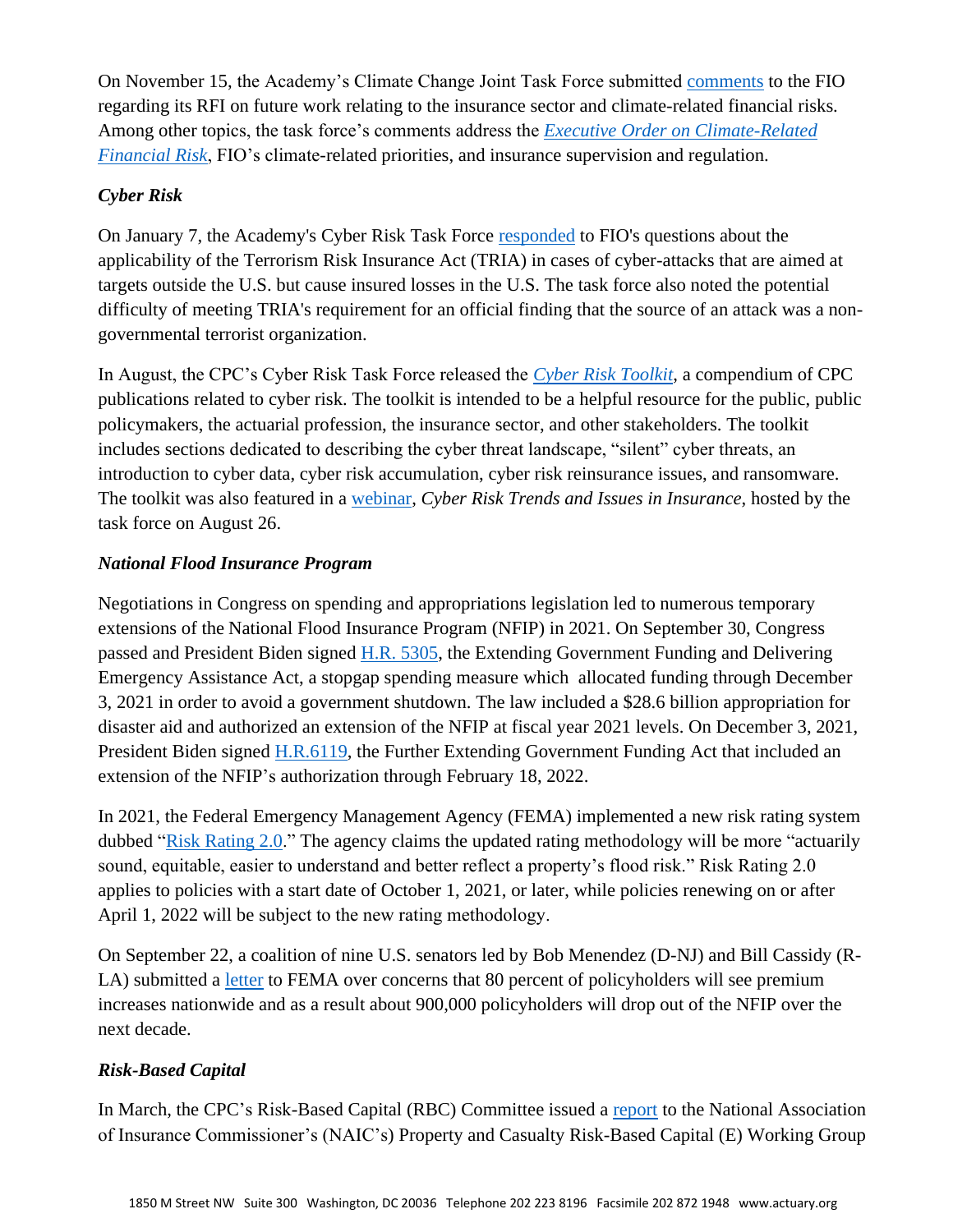On November 15, the Academy's Climate Change Joint Task Force submitted comments to the FIO regarding its RFI on future work relating to the insurance sector and climate-related financial risks. Among other topics, the task force's comments address the *Executive Order on Climate-Related Financial Risk*, FIO's climate-related priorities, and insurance supervision and regulation.

### *Cyber Risk*

On January 7, the Academy's Cyber Risk Task Force responded to FIO's questions about the applicability of the Terrorism Risk Insurance Act (TRIA) in cases of cyber-attacks that are aimed at targets outside the U.S. but cause insured losses in the U.S. The task force also noted the potential difficulty of meeting TRIA's requirement for an official finding that the source of an attack was a non-governmental terrorist organization.

In August, the CPC's Cyber Risk Task Force released the *Cyber Risk Toolkit*, a compendium of CPC publications related to cyber risk. The toolkit is intended to be a helpful resource for the public, public policymakers, the actuarial profession, the insurance sector, and other stakeholders. The toolkit includes sections dedicated to describing the cyber threat landscape, "silent" cyber threats, an introduction to cyber data, cyber risk accumulation, cyber risk reinsurance issues, and ransomware. The toolkit was also featured in a webinar, *Cyber Risk Trends and Issues in Insurance*, hosted by the task force on August 26.

### *National Flood Insurance Program*

Negotiations in Congress on spending and appropriations legislation led to numerous temporary extensions of the National Flood Insurance Program (NFIP) in 2021. On September 30, Congress passed and President Biden signed H.R. 5305, the Extending Government Funding and Delivering Emergency Assistance Act, a stopgap spending measure which allocated funding through December 3, 2021 in order to avoid a government shutdown. The law included a $28.6 billion appropriation for disaster aid and authorized an extension of the NFIP at fiscal year 2021 levels. On December 3, 2021, President Biden signed H.R.6119, the Further Extending Government Funding Act that included an extension of the NFIP's authorization through February 18, 2022.

In 2021, the Federal Emergency Management Agency (FEMA) implemented a new risk rating system dubbed "Risk Rating 2.0." The agency claims the updated rating methodology will be more "actuarily sound, equitable, easier to understand and better reflect a property's flood risk." Risk Rating 2.0 applies to policies with a start date of October 1, 2021, or later, while policies renewing on or after April 1, 2022 will be subject to the new rating methodology.

On September 22, a coalition of nine U.S. senators led by Bob Menendez (D-NJ) and Bill Cassidy (R-LA) submitted a letter to FEMA over concerns that 80 percent of policyholders will see premium increases nationwide and as a result about 900,000 policyholders will drop out of the NFIP over the next decade.

### *Risk-Based Capital*

In March, the CPC's Risk-Based Capital (RBC) Committee issued a report to the National Association of Insurance Commissioner's (NAIC's) Property and Casualty Risk-Based Capital (E) Working Group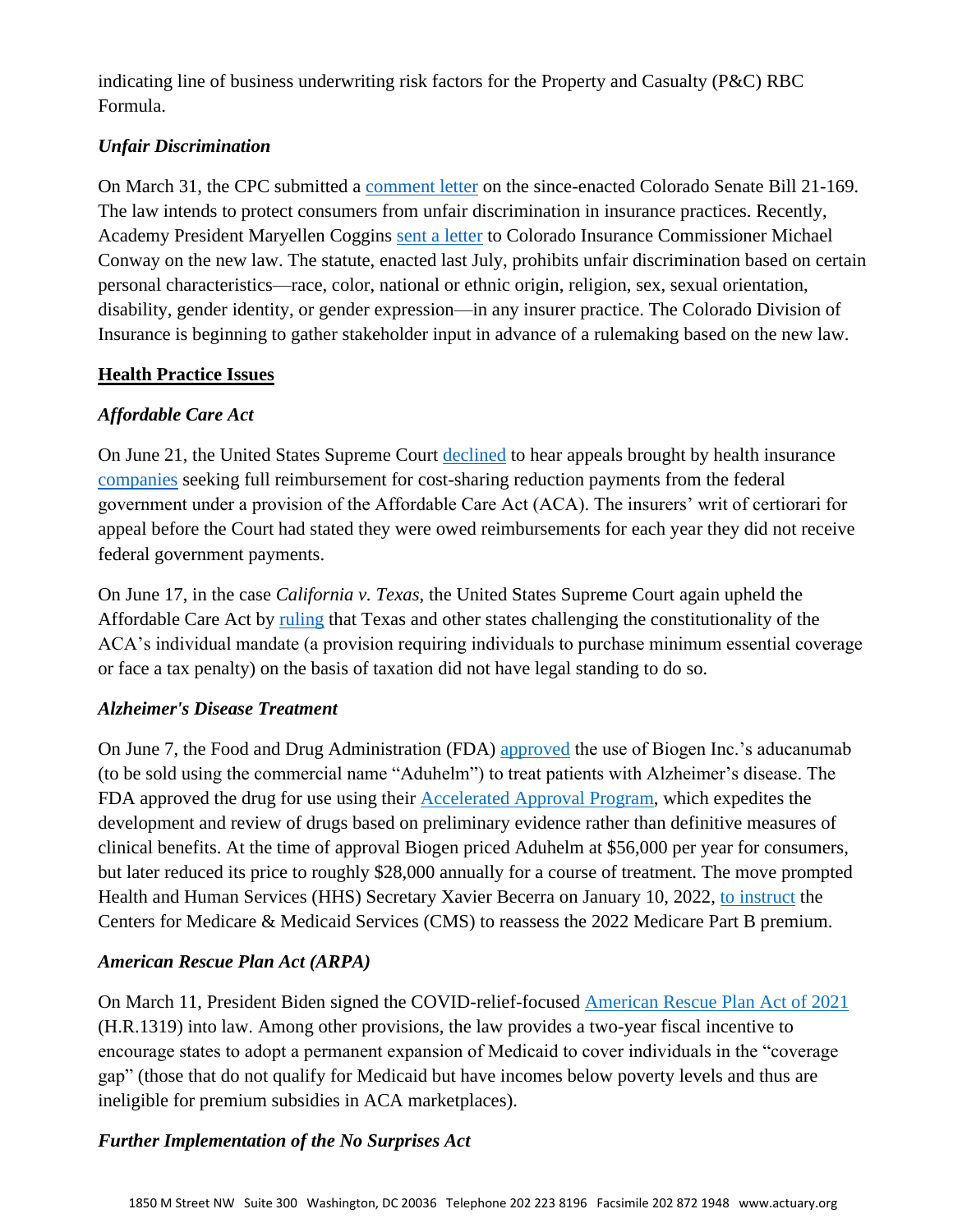indicating line of business underwriting risk factors for the Property and Casualty (P&C) RBC Formula.

### *Unfair Discrimination*

On March 31, the CPC submitted a comment letter on the since-enacted Colorado Senate Bill 21-169. The law intends to protect consumers from unfair discrimination in insurance practices. Recently, Academy President Maryellen Coggins sent a letter to Colorado Insurance Commissioner Michael Conway on the new law. The statute, enacted last July, prohibits unfair discrimination based on certain personal characteristics—race, color, national or ethnic origin, religion, sex, sexual orientation, disability, gender identity, or gender expression—in any insurer practice. The Colorado Division of Insurance is beginning to gather stakeholder input in advance of a rulemaking based on the new law.

## Health Practice Issues

### *Affordable Care Act*

On June 21, the United States Supreme Court declined to hear appeals brought by health insurance companies seeking full reimbursement for cost-sharing reduction payments from the federal government under a provision of the Affordable Care Act (ACA). The insurers' writ of certiorari for appeal before the Court had stated they were owed reimbursements for each year they did not receive federal government payments.

On June 17, in the case *California v. Texas*, the United States Supreme Court again upheld the Affordable Care Act by ruling that Texas and other states challenging the constitutionality of the ACA's individual mandate (a provision requiring individuals to purchase minimum essential coverage or face a tax penalty) on the basis of taxation did not have legal standing to do so.

### *Alzheimer's Disease Treatment*

On June 7, the Food and Drug Administration (FDA) approved the use of Biogen Inc.'s aducanumab (to be sold using the commercial name "Aduhelm") to treat patients with Alzheimer's disease. The FDA approved the drug for use using their Accelerated Approval Program, which expedites the development and review of drugs based on preliminary evidence rather than definitive measures of clinical benefits. At the time of approval Biogen priced Aduhelm at $56,000 per year for consumers, but later reduced its price to roughly $28,000 annually for a course of treatment. The move prompted Health and Human Services (HHS) Secretary Xavier Becerra on January 10, 2022, to instruct the Centers for Medicare & Medicaid Services (CMS) to reassess the 2022 Medicare Part B premium.

### *American Rescue Plan Act (ARPA)*

On March 11, President Biden signed the COVID-relief-focused American Rescue Plan Act of 2021 (H.R.1319) into law. Among other provisions, the law provides a two-year fiscal incentive to encourage states to adopt a permanent expansion of Medicaid to cover individuals in the "coverage gap" (those that do not qualify for Medicaid but have incomes below poverty levels and thus are ineligible for premium subsidies in ACA marketplaces).

### *Further Implementation of the No Surprises Act*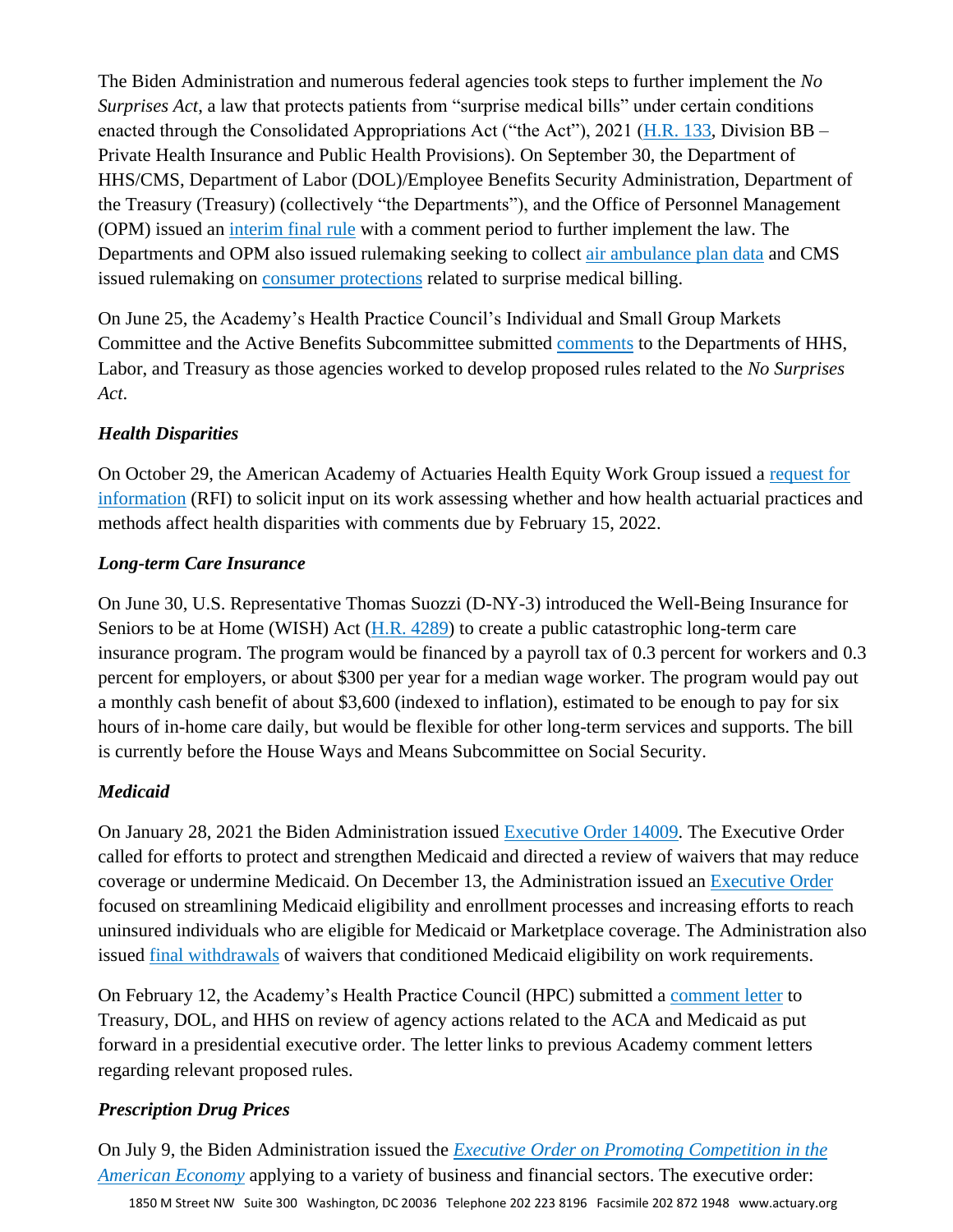The Biden Administration and numerous federal agencies took steps to further implement the *No Surprises Act*, a law that protects patients from "surprise medical bills" under certain conditions enacted through the Consolidated Appropriations Act ("the Act"), 2021 (H.R. 133, Division BB – Private Health Insurance and Public Health Provisions). On September 30, the Department of HHS/CMS, Department of Labor (DOL)/Employee Benefits Security Administration, Department of the Treasury (Treasury) (collectively "the Departments"), and the Office of Personnel Management (OPM) issued an interim final rule with a comment period to further implement the law. The Departments and OPM also issued rulemaking seeking to collect air ambulance plan data and CMS issued rulemaking on consumer protections related to surprise medical billing.

On June 25, the Academy's Health Practice Council's Individual and Small Group Markets Committee and the Active Benefits Subcommittee submitted comments to the Departments of HHS, Labor, and Treasury as those agencies worked to develop proposed rules related to the *No Surprises Act*.

### *Health Disparities*

On October 29, the American Academy of Actuaries Health Equity Work Group issued a request for information (RFI) to solicit input on its work assessing whether and how health actuarial practices and methods affect health disparities with comments due by February 15, 2022.

### *Long-term Care Insurance*

On June 30, U.S. Representative Thomas Suozzi (D-NY-3) introduced the Well-Being Insurance for Seniors to be at Home (WISH) Act (H.R. 4289) to create a public catastrophic long-term care insurance program. The program would be financed by a payroll tax of 0.3 percent for workers and 0.3 percent for employers, or about $300 per year for a median wage worker. The program would pay out a monthly cash benefit of about $3,600 (indexed to inflation), estimated to be enough to pay for six hours of in-home care daily, but would be flexible for other long-term services and supports. The bill is currently before the House Ways and Means Subcommittee on Social Security.

### *Medicaid*

On January 28, 2021 the Biden Administration issued Executive Order 14009. The Executive Order called for efforts to protect and strengthen Medicaid and directed a review of waivers that may reduce coverage or undermine Medicaid. On December 13, the Administration issued an Executive Order focused on streamlining Medicaid eligibility and enrollment processes and increasing efforts to reach uninsured individuals who are eligible for Medicaid or Marketplace coverage. The Administration also issued final withdrawals of waivers that conditioned Medicaid eligibility on work requirements.

On February 12, the Academy's Health Practice Council (HPC) submitted a comment letter to Treasury, DOL, and HHS on review of agency actions related to the ACA and Medicaid as put forward in a presidential executive order. The letter links to previous Academy comment letters regarding relevant proposed rules.

### *Prescription Drug Prices*

On July 9, the Biden Administration issued the *Executive Order on Promoting Competition in the American Economy* applying to a variety of business and financial sectors. The executive order: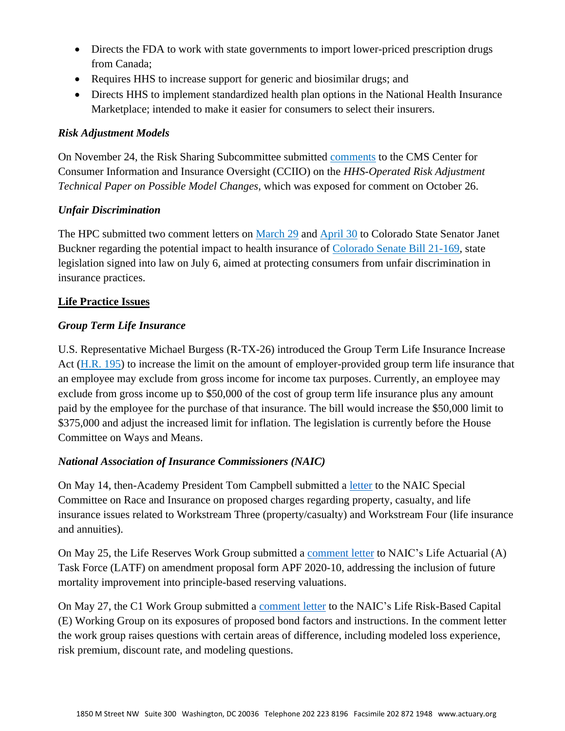- Directs the FDA to work with state governments to import lower-priced prescription drugs from Canada;
- Requires HHS to increase support for generic and biosimilar drugs; and
- Directs HHS to implement standardized health plan options in the National Health Insurance Marketplace; intended to make it easier for consumers to select their insurers.

***Risk Adjustment Models***

On November 24, the Risk Sharing Subcommittee submitted comments to the CMS Center for Consumer Information and Insurance Oversight (CCIIO) on the *HHS-Operated Risk Adjustment Technical Paper on Possible Model Changes*, which was exposed for comment on October 26.

***Unfair Discrimination***

The HPC submitted two comment letters on March 29 and April 30 to Colorado State Senator Janet Buckner regarding the potential impact to health insurance of Colorado Senate Bill 21-169, state legislation signed into law on July 6, aimed at protecting consumers from unfair discrimination in insurance practices.

## Life Practice Issues

***Group Term Life Insurance***

U.S. Representative Michael Burgess (R-TX-26) introduced the Group Term Life Insurance Increase Act (H.R. 195) to increase the limit on the amount of employer-provided group term life insurance that an employee may exclude from gross income for income tax purposes. Currently, an employee may exclude from gross income up to $50,000 of the cost of group term life insurance plus any amount paid by the employee for the purchase of that insurance. The bill would increase the $50,000 limit to $375,000 and adjust the increased limit for inflation. The legislation is currently before the House Committee on Ways and Means.

***National Association of Insurance Commissioners (NAIC)***

On May 14, then-Academy President Tom Campbell submitted a letter to the NAIC Special Committee on Race and Insurance on proposed charges regarding property, casualty, and life insurance issues related to Workstream Three (property/casualty) and Workstream Four (life insurance and annuities).

On May 25, the Life Reserves Work Group submitted a comment letter to NAIC's Life Actuarial (A) Task Force (LATF) on amendment proposal form APF 2020-10, addressing the inclusion of future mortality improvement into principle-based reserving valuations.

On May 27, the C1 Work Group submitted a comment letter to the NAIC's Life Risk-Based Capital (E) Working Group on its exposures of proposed bond factors and instructions. In the comment letter the work group raises questions with certain areas of difference, including modeled loss experience, risk premium, discount rate, and modeling questions.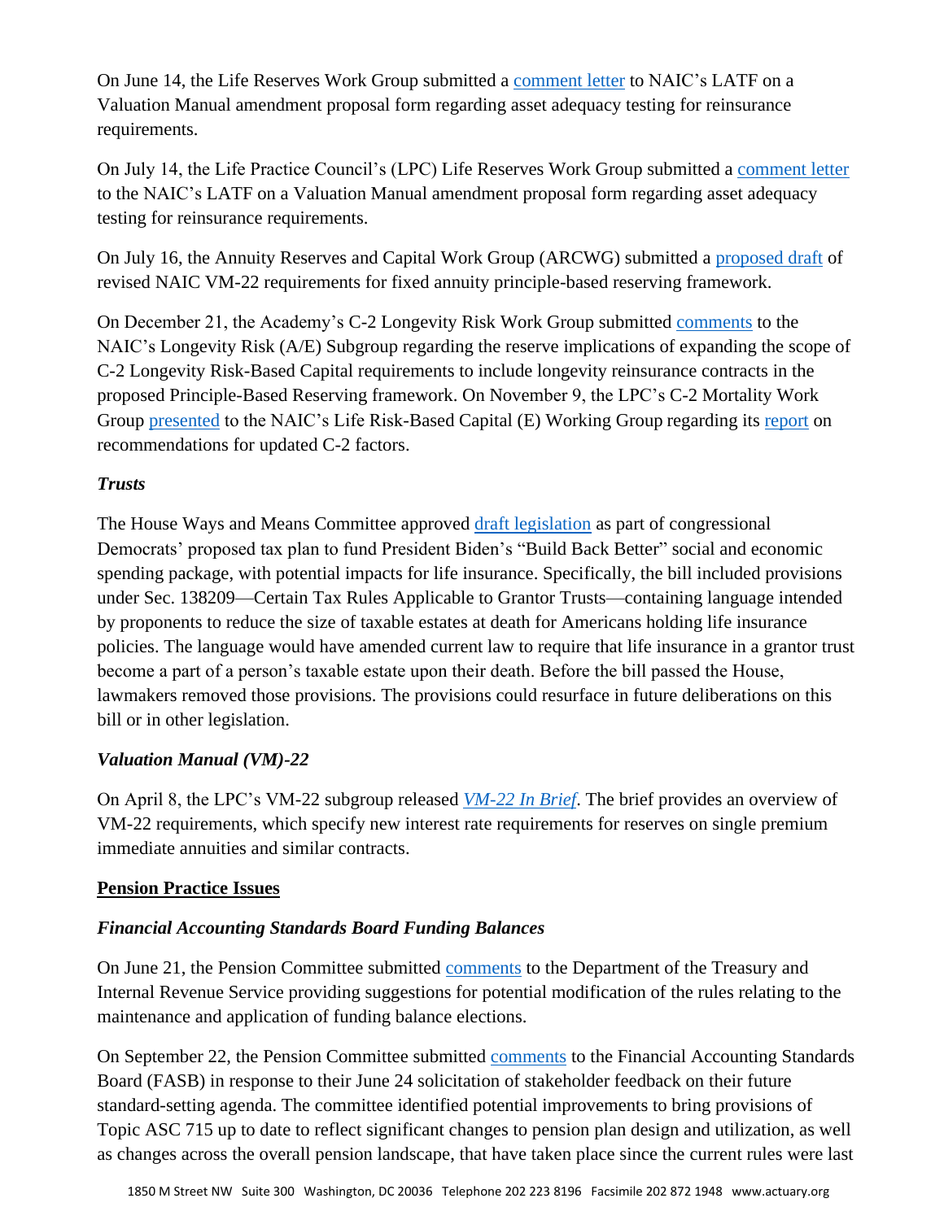On June 14, the Life Reserves Work Group submitted a comment letter to NAIC's LATF on a Valuation Manual amendment proposal form regarding asset adequacy testing for reinsurance requirements.

On July 14, the Life Practice Council's (LPC) Life Reserves Work Group submitted a comment letter to the NAIC's LATF on a Valuation Manual amendment proposal form regarding asset adequacy testing for reinsurance requirements.

On July 16, the Annuity Reserves and Capital Work Group (ARCWG) submitted a proposed draft of revised NAIC VM-22 requirements for fixed annuity principle-based reserving framework.

On December 21, the Academy's C-2 Longevity Risk Work Group submitted comments to the NAIC's Longevity Risk (A/E) Subgroup regarding the reserve implications of expanding the scope of C-2 Longevity Risk-Based Capital requirements to include longevity reinsurance contracts in the proposed Principle-Based Reserving framework. On November 9, the LPC's C-2 Mortality Work Group presented to the NAIC's Life Risk-Based Capital (E) Working Group regarding its report on recommendations for updated C-2 factors.

### *Trusts*

The House Ways and Means Committee approved draft legislation as part of congressional Democrats' proposed tax plan to fund President Biden's "Build Back Better" social and economic spending package, with potential impacts for life insurance. Specifically, the bill included provisions under Sec. 138209—Certain Tax Rules Applicable to Grantor Trusts—containing language intended by proponents to reduce the size of taxable estates at death for Americans holding life insurance policies. The language would have amended current law to require that life insurance in a grantor trust become a part of a person's taxable estate upon their death. Before the bill passed the House, lawmakers removed those provisions. The provisions could resurface in future deliberations on this bill or in other legislation.

### *Valuation Manual (VM)-22*

On April 8, the LPC's VM-22 subgroup released *VM-22 In Brief*. The brief provides an overview of VM-22 requirements, which specify new interest rate requirements for reserves on single premium immediate annuities and similar contracts.

## Pension Practice Issues

### *Financial Accounting Standards Board Funding Balances*

On June 21, the Pension Committee submitted comments to the Department of the Treasury and Internal Revenue Service providing suggestions for potential modification of the rules relating to the maintenance and application of funding balance elections.

On September 22, the Pension Committee submitted comments to the Financial Accounting Standards Board (FASB) in response to their June 24 solicitation of stakeholder feedback on their future standard-setting agenda. The committee identified potential improvements to bring provisions of Topic ASC 715 up to date to reflect significant changes to pension plan design and utilization, as well as changes across the overall pension landscape, that have taken place since the current rules were last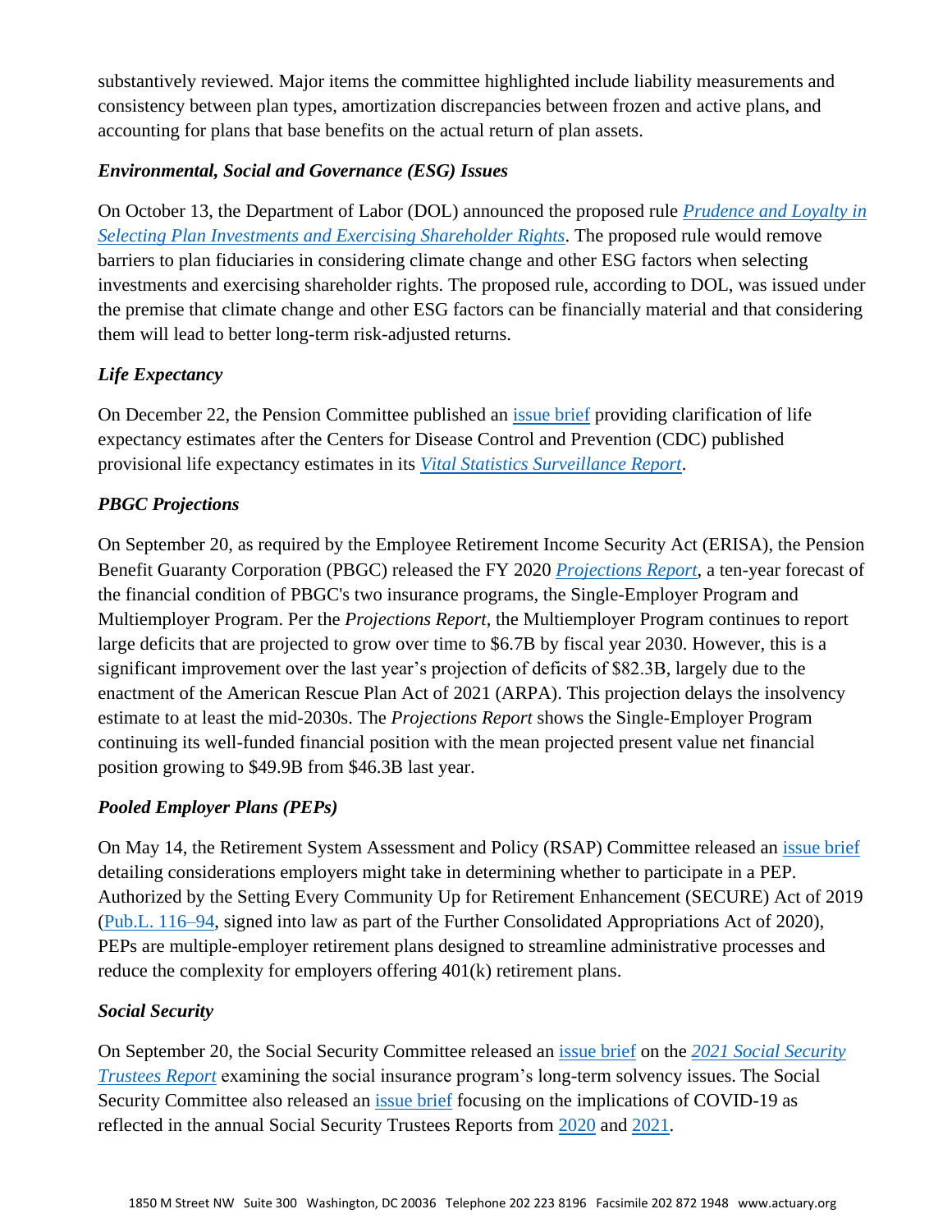substantively reviewed. Major items the committee highlighted include liability measurements and consistency between plan types, amortization discrepancies between frozen and active plans, and accounting for plans that base benefits on the actual return of plan assets.

### *Environmental, Social and Governance (ESG) Issues*

On October 13, the Department of Labor (DOL) announced the proposed rule *Prudence and Loyalty in Selecting Plan Investments and Exercising Shareholder Rights*. The proposed rule would remove barriers to plan fiduciaries in considering climate change and other ESG factors when selecting investments and exercising shareholder rights. The proposed rule, according to DOL, was issued under the premise that climate change and other ESG factors can be financially material and that considering them will lead to better long-term risk-adjusted returns.

### *Life Expectancy*

On December 22, the Pension Committee published an issue brief providing clarification of life expectancy estimates after the Centers for Disease Control and Prevention (CDC) published provisional life expectancy estimates in its *Vital Statistics Surveillance Report*.

### *PBGC Projections*

On September 20, as required by the Employee Retirement Income Security Act (ERISA), the Pension Benefit Guaranty Corporation (PBGC) released the FY 2020 *Projections Report*, a ten-year forecast of the financial condition of PBGC's two insurance programs, the Single-Employer Program and Multiemployer Program. Per the *Projections Report*, the Multiemployer Program continues to report large deficits that are projected to grow over time to $6.7B by fiscal year 2030. However, this is a significant improvement over the last year's projection of deficits of $82.3B, largely due to the enactment of the American Rescue Plan Act of 2021 (ARPA). This projection delays the insolvency estimate to at least the mid-2030s. The *Projections Report* shows the Single-Employer Program continuing its well-funded financial position with the mean projected present value net financial position growing to $49.9B from $46.3B last year.

### *Pooled Employer Plans (PEPs)*

On May 14, the Retirement System Assessment and Policy (RSAP) Committee released an issue brief detailing considerations employers might take in determining whether to participate in a PEP. Authorized by the Setting Every Community Up for Retirement Enhancement (SECURE) Act of 2019 (Pub.L. 116–94, signed into law as part of the Further Consolidated Appropriations Act of 2020), PEPs are multiple-employer retirement plans designed to streamline administrative processes and reduce the complexity for employers offering 401(k) retirement plans.

### *Social Security*

On September 20, the Social Security Committee released an issue brief on the *2021 Social Security Trustees Report* examining the social insurance program's long-term solvency issues. The Social Security Committee also released an issue brief focusing on the implications of COVID-19 as reflected in the annual Social Security Trustees Reports from 2020 and 2021.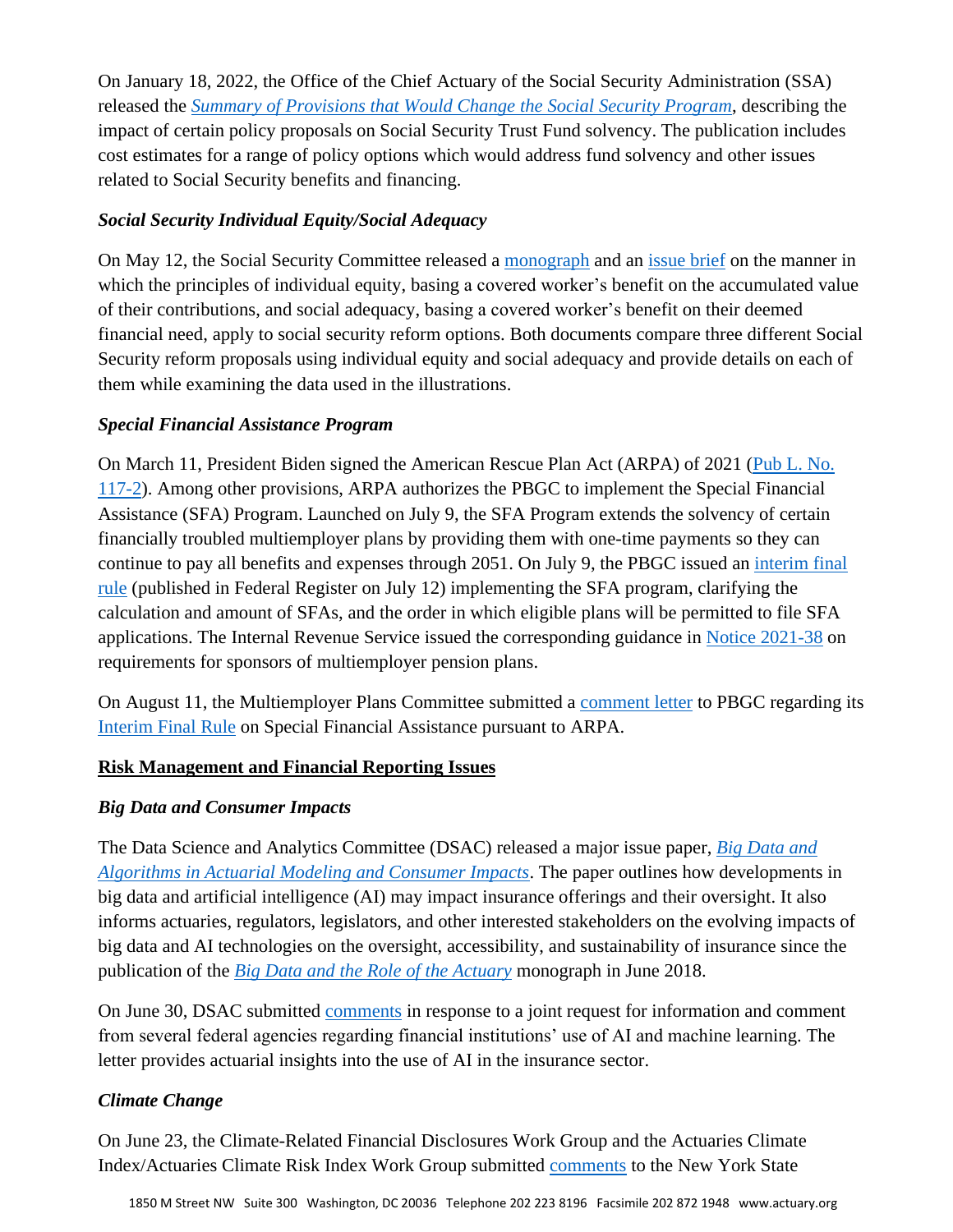On January 18, 2022, the Office of the Chief Actuary of the Social Security Administration (SSA) released the *Summary of Provisions that Would Change the Social Security Program*, describing the impact of certain policy proposals on Social Security Trust Fund solvency. The publication includes cost estimates for a range of policy options which would address fund solvency and other issues related to Social Security benefits and financing.

### *Social Security Individual Equity/Social Adequacy*

On May 12, the Social Security Committee released a monograph and an issue brief on the manner in which the principles of individual equity, basing a covered worker's benefit on the accumulated value of their contributions, and social adequacy, basing a covered worker's benefit on their deemed financial need, apply to social security reform options. Both documents compare three different Social Security reform proposals using individual equity and social adequacy and provide details on each of them while examining the data used in the illustrations.

### *Special Financial Assistance Program*

On March 11, President Biden signed the American Rescue Plan Act (ARPA) of 2021 (Pub L. No. 117-2). Among other provisions, ARPA authorizes the PBGC to implement the Special Financial Assistance (SFA) Program. Launched on July 9, the SFA Program extends the solvency of certain financially troubled multiemployer plans by providing them with one-time payments so they can continue to pay all benefits and expenses through 2051. On July 9, the PBGC issued an interim final rule (published in Federal Register on July 12) implementing the SFA program, clarifying the calculation and amount of SFAs, and the order in which eligible plans will be permitted to file SFA applications. The Internal Revenue Service issued the corresponding guidance in Notice 2021-38 on requirements for sponsors of multiemployer pension plans.

On August 11, the Multiemployer Plans Committee submitted a comment letter to PBGC regarding its Interim Final Rule on Special Financial Assistance pursuant to ARPA.

## Risk Management and Financial Reporting Issues

### *Big Data and Consumer Impacts*

The Data Science and Analytics Committee (DSAC) released a major issue paper, *Big Data and Algorithms in Actuarial Modeling and Consumer Impacts*. The paper outlines how developments in big data and artificial intelligence (AI) may impact insurance offerings and their oversight. It also informs actuaries, regulators, legislators, and other interested stakeholders on the evolving impacts of big data and AI technologies on the oversight, accessibility, and sustainability of insurance since the publication of the *Big Data and the Role of the Actuary* monograph in June 2018.

On June 30, DSAC submitted comments in response to a joint request for information and comment from several federal agencies regarding financial institutions' use of AI and machine learning. The letter provides actuarial insights into the use of AI in the insurance sector.

### *Climate Change*

On June 23, the Climate-Related Financial Disclosures Work Group and the Actuaries Climate Index/Actuaries Climate Risk Index Work Group submitted comments to the New York State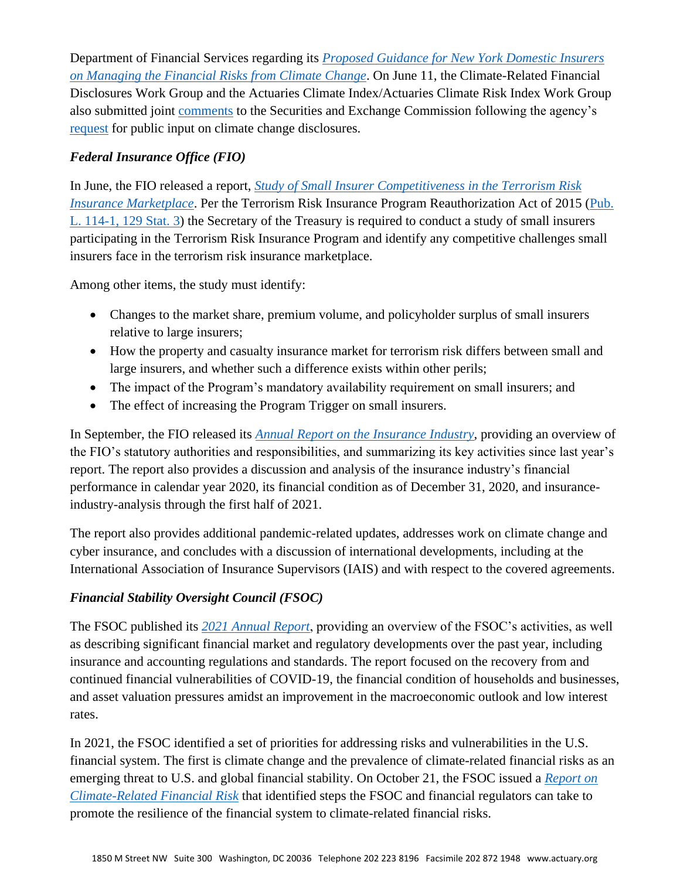Department of Financial Services regarding its *Proposed Guidance for New York Domestic Insurers on Managing the Financial Risks from Climate Change*. On June 11, the Climate-Related Financial Disclosures Work Group and the Actuaries Climate Index/Actuaries Climate Risk Index Work Group also submitted joint comments to the Securities and Exchange Commission following the agency's request for public input on climate change disclosures.

### *Federal Insurance Office (FIO)*

In June, the FIO released a report, *Study of Small Insurer Competitiveness in the Terrorism Risk Insurance Marketplace*. Per the Terrorism Risk Insurance Program Reauthorization Act of 2015 (Pub. L. 114-1, 129 Stat. 3) the Secretary of the Treasury is required to conduct a study of small insurers participating in the Terrorism Risk Insurance Program and identify any competitive challenges small insurers face in the terrorism risk insurance marketplace.

Among other items, the study must identify:

- Changes to the market share, premium volume, and policyholder surplus of small insurers relative to large insurers;
- How the property and casualty insurance market for terrorism risk differs between small and large insurers, and whether such a difference exists within other perils;
- The impact of the Program's mandatory availability requirement on small insurers; and
- The effect of increasing the Program Trigger on small insurers.

In September, the FIO released its *Annual Report on the Insurance Industry*, providing an overview of the FIO's statutory authorities and responsibilities, and summarizing its key activities since last year's report. The report also provides a discussion and analysis of the insurance industry's financial performance in calendar year 2020, its financial condition as of December 31, 2020, and insurance-industry-analysis through the first half of 2021.

The report also provides additional pandemic-related updates, addresses work on climate change and cyber insurance, and concludes with a discussion of international developments, including at the International Association of Insurance Supervisors (IAIS) and with respect to the covered agreements.

### *Financial Stability Oversight Council (FSOC)*

The FSOC published its *2021 Annual Report*, providing an overview of the FSOC's activities, as well as describing significant financial market and regulatory developments over the past year, including insurance and accounting regulations and standards. The report focused on the recovery from and continued financial vulnerabilities of COVID-19, the financial condition of households and businesses, and asset valuation pressures amidst an improvement in the macroeconomic outlook and low interest rates.

In 2021, the FSOC identified a set of priorities for addressing risks and vulnerabilities in the U.S. financial system. The first is climate change and the prevalence of climate-related financial risks as an emerging threat to U.S. and global financial stability. On October 21, the FSOC issued a *Report on Climate-Related Financial Risk* that identified steps the FSOC and financial regulators can take to promote the resilience of the financial system to climate-related financial risks.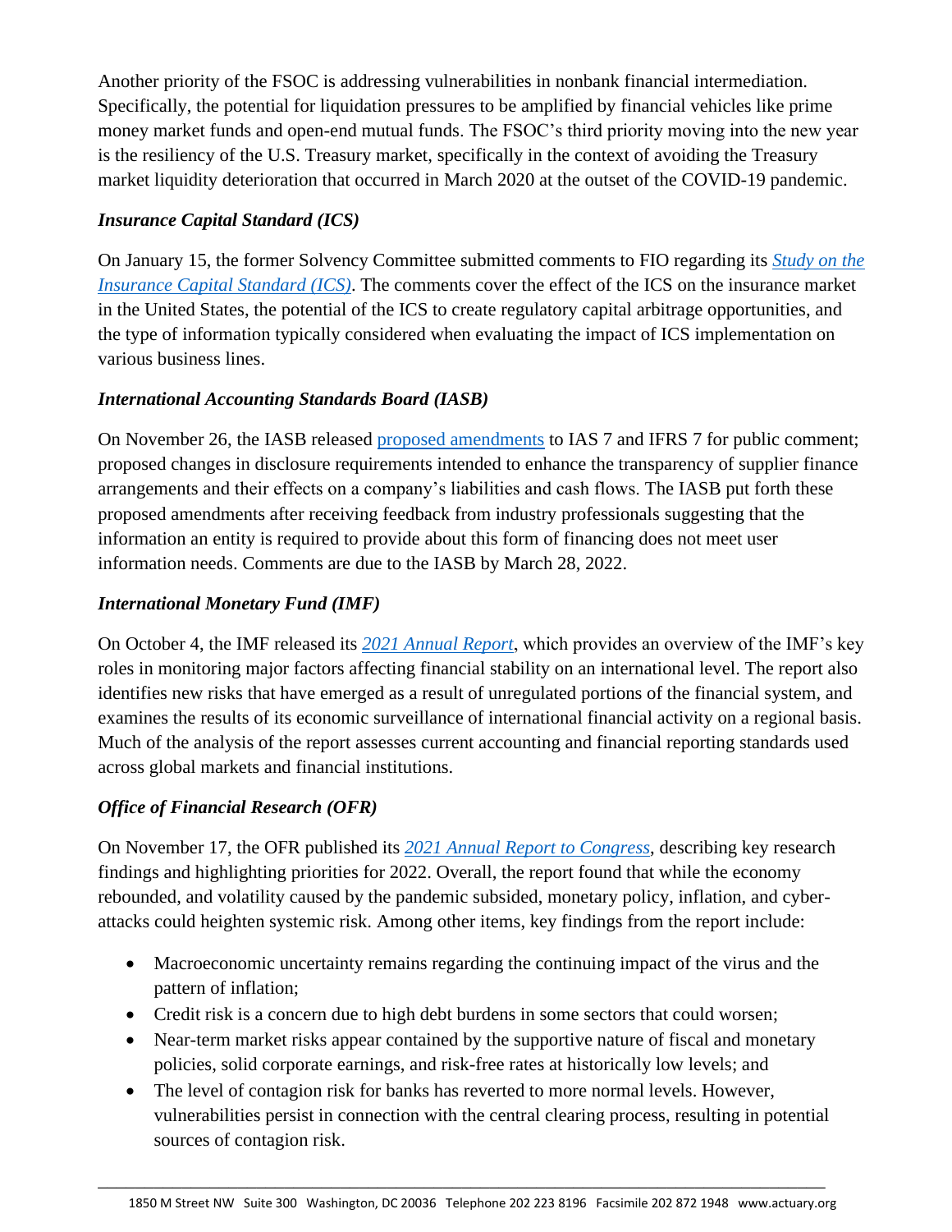Another priority of the FSOC is addressing vulnerabilities in nonbank financial intermediation. Specifically, the potential for liquidation pressures to be amplified by financial vehicles like prime money market funds and open-end mutual funds. The FSOC's third priority moving into the new year is the resiliency of the U.S. Treasury market, specifically in the context of avoiding the Treasury market liquidity deterioration that occurred in March 2020 at the outset of the COVID-19 pandemic.

### *Insurance Capital Standard (ICS)*

On January 15, the former Solvency Committee submitted comments to FIO regarding its *Study on the Insurance Capital Standard (ICS)*. The comments cover the effect of the ICS on the insurance market in the United States, the potential of the ICS to create regulatory capital arbitrage opportunities, and the type of information typically considered when evaluating the impact of ICS implementation on various business lines.

### *International Accounting Standards Board (IASB)*

On November 26, the IASB released proposed amendments to IAS 7 and IFRS 7 for public comment; proposed changes in disclosure requirements intended to enhance the transparency of supplier finance arrangements and their effects on a company's liabilities and cash flows. The IASB put forth these proposed amendments after receiving feedback from industry professionals suggesting that the information an entity is required to provide about this form of financing does not meet user information needs. Comments are due to the IASB by March 28, 2022.

### *International Monetary Fund (IMF)*

On October 4, the IMF released its *2021 Annual Report*, which provides an overview of the IMF's key roles in monitoring major factors affecting financial stability on an international level. The report also identifies new risks that have emerged as a result of unregulated portions of the financial system, and examines the results of its economic surveillance of international financial activity on a regional basis. Much of the analysis of the report assesses current accounting and financial reporting standards used across global markets and financial institutions.

### *Office of Financial Research (OFR)*

On November 17, the OFR published its *2021 Annual Report to Congress*, describing key research findings and highlighting priorities for 2022. Overall, the report found that while the economy rebounded, and volatility caused by the pandemic subsided, monetary policy, inflation, and cyber-attacks could heighten systemic risk. Among other items, key findings from the report include:

- Macroeconomic uncertainty remains regarding the continuing impact of the virus and the pattern of inflation;
- Credit risk is a concern due to high debt burdens in some sectors that could worsen;
- Near-term market risks appear contained by the supportive nature of fiscal and monetary policies, solid corporate earnings, and risk-free rates at historically low levels; and
- The level of contagion risk for banks has reverted to more normal levels. However, vulnerabilities persist in connection with the central clearing process, resulting in potential sources of contagion risk.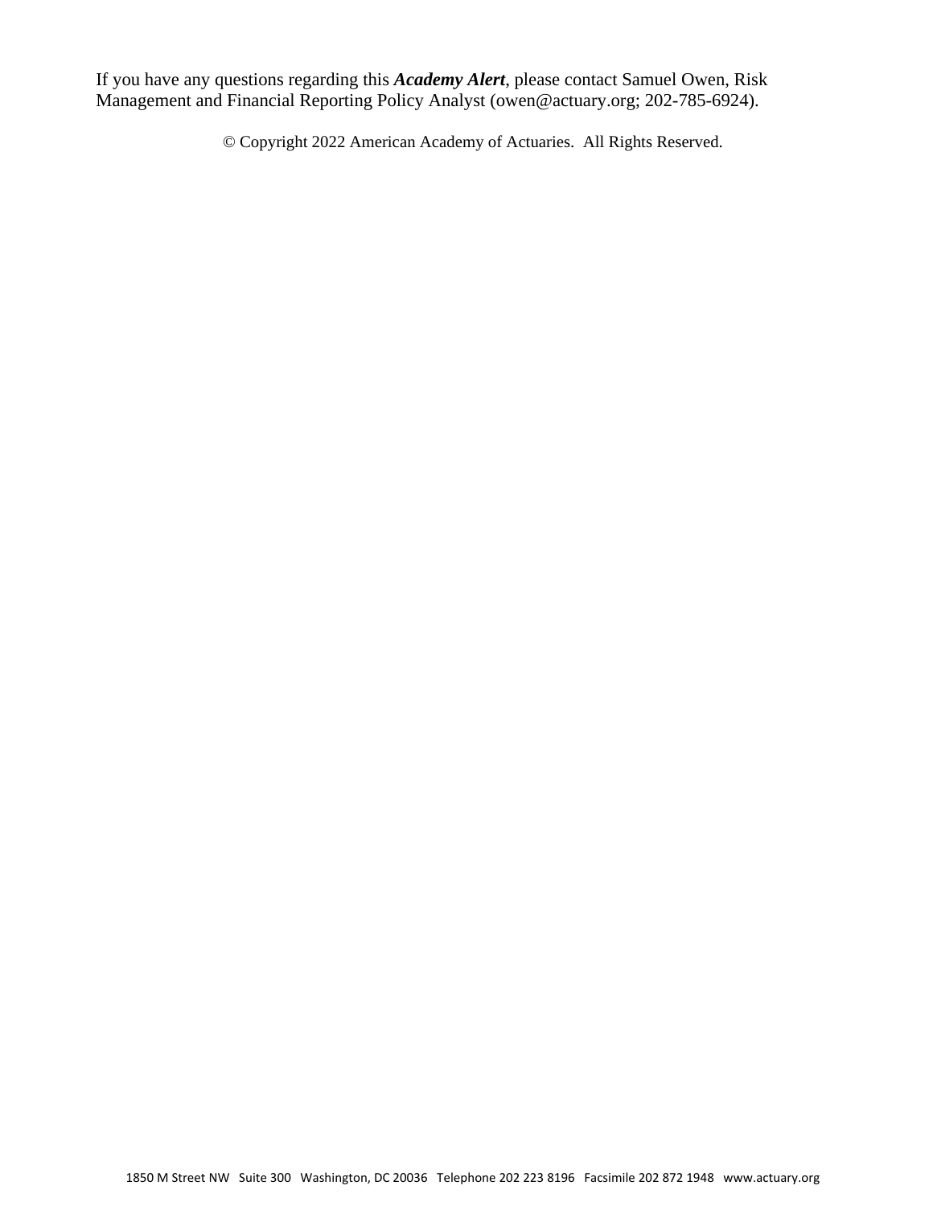If you have any questions regarding this ***Academy Alert***, please contact Samuel Owen, Risk Management and Financial Reporting Policy Analyst (owen@actuary.org; 202-785-6924).

© Copyright 2022 American Academy of Actuaries. All Rights Reserved.

1850 M Street NW Suite 300 Washington, DC 20036 Telephone 202 223 8196 Facsimile 202 872 1948 www.actuary.org